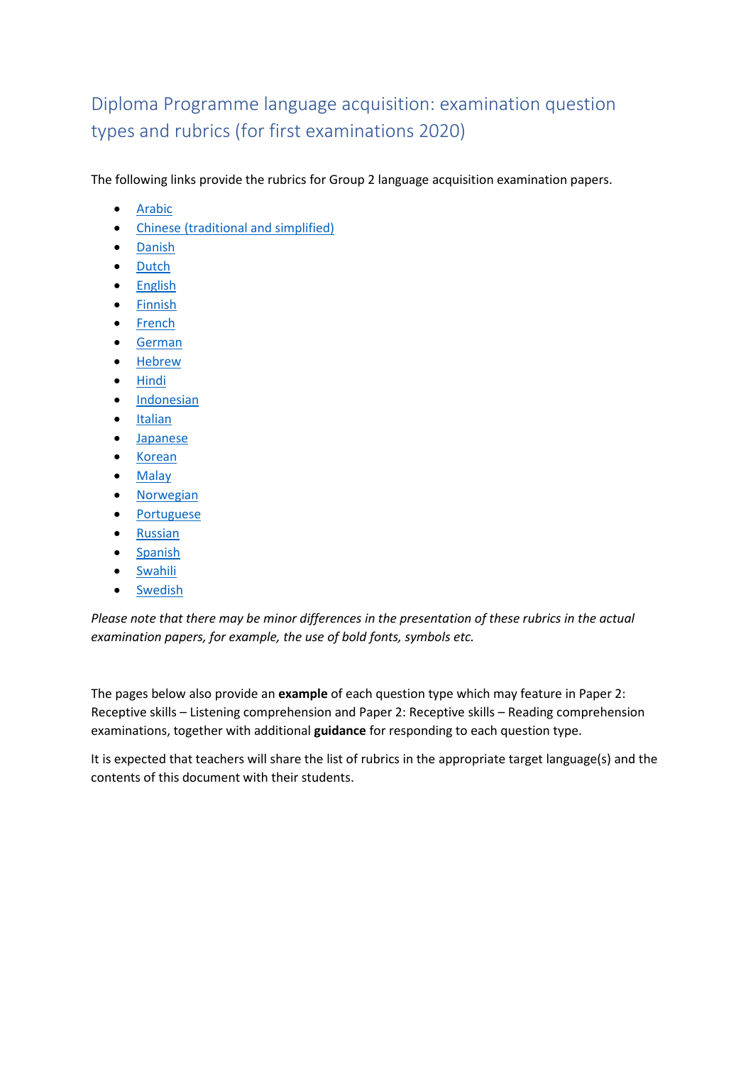# Diploma Programme language acquisition: examination question types and rubrics (for first examinations 2020)

The following links provide the rubrics for Group 2 language acquisition examination papers.

- Arabic
- Chinese (traditional and simplified)
- Danish
- Dutch
- English
- Finnish
- French
- German
- Hebrew
- Hindi
- Indonesian
- Italian
- Japanese
- Korean
- Malay
- Norwegian
- Portuguese
- Russian
- Spanish
- Swahili
- Swedish

*Please note that there may be minor differences in the presentation of these rubrics in the actual examination papers, for example, the use of bold fonts, symbols etc.*

The pages below also provide an **example** of each question type which may feature in Paper 2: Receptive skills – Listening comprehension and Paper 2: Receptive skills – Reading comprehension examinations, together with additional **guidance** for responding to each question type.

It is expected that teachers will share the list of rubrics in the appropriate target language(s) and the contents of this document with their students.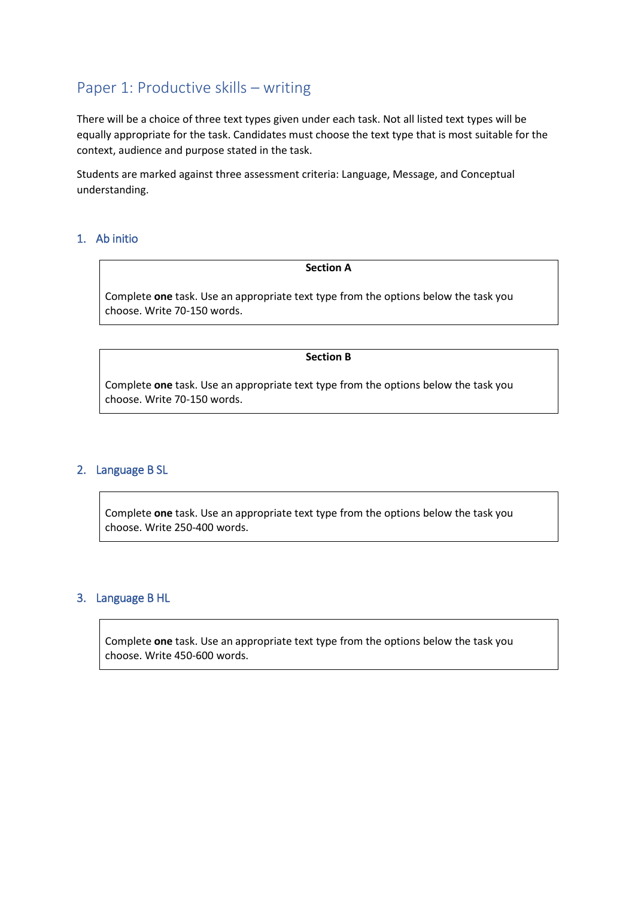## Paper 1: Productive skills – writing

There will be a choice of three text types given under each task. Not all listed text types will be equally appropriate for the task. Candidates must choose the text type that is most suitable for the context, audience and purpose stated in the task.

Students are marked against three assessment criteria: Language, Message, and Conceptual understanding.

### 1. Ab initio

**Section A**

Complete **one** task. Use an appropriate text type from the options below the task you choose. Write 70-150 words.

**Section B**

Complete **one** task. Use an appropriate text type from the options below the task you choose. Write 70-150 words.

### 2. Language B SL

Complete **one** task. Use an appropriate text type from the options below the task you choose. Write 250-400 words.

### 3. Language B HL

Complete **one** task. Use an appropriate text type from the options below the task you choose. Write 450-600 words.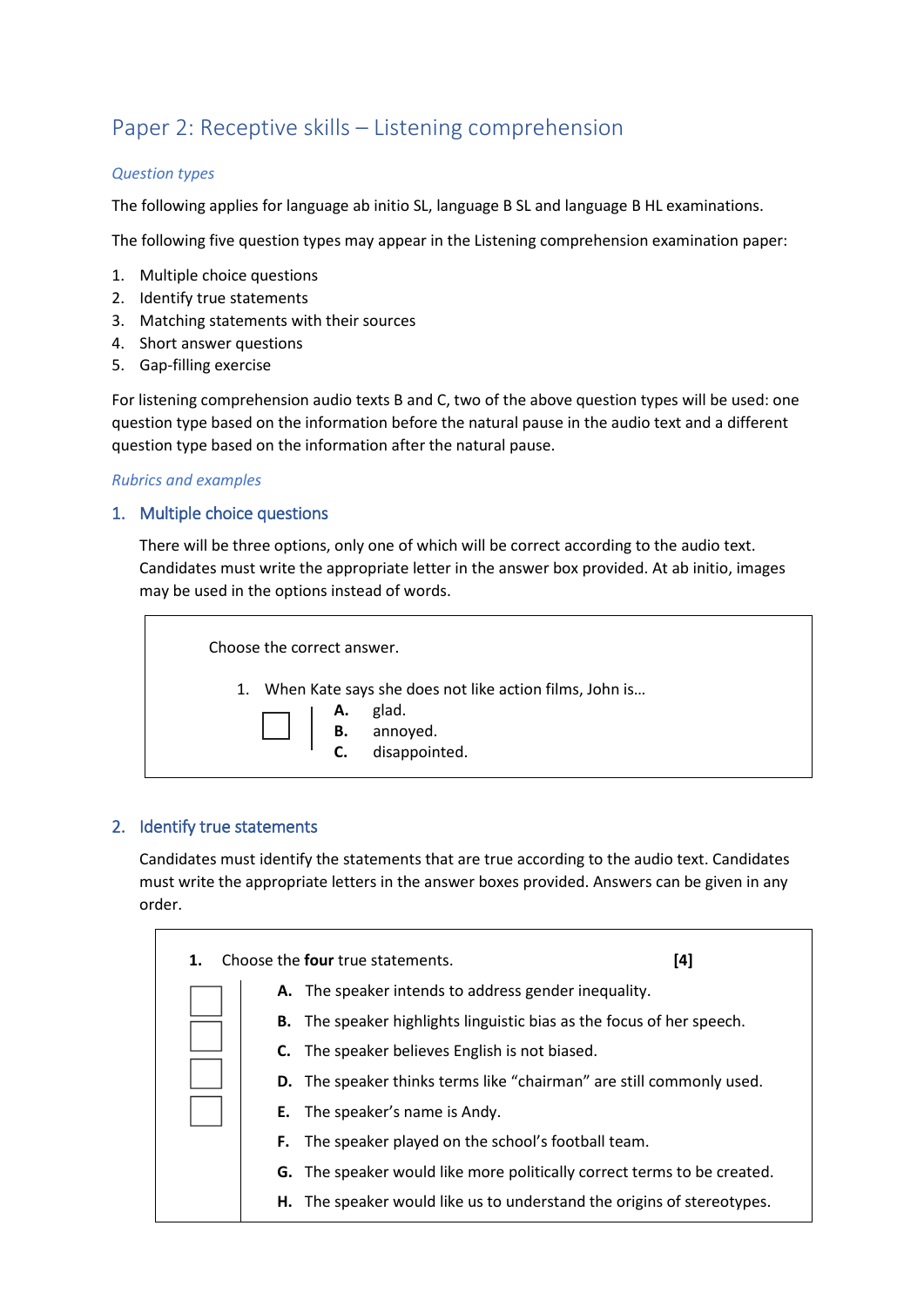# Paper 2: Receptive skills – Listening comprehension

### *Question types*

The following applies for language ab initio SL, language B SL and language B HL examinations.

The following five question types may appear in the Listening comprehension examination paper:

1. Multiple choice questions
2. Identify true statements
3. Matching statements with their sources
4. Short answer questions
5. Gap-filling exercise

For listening comprehension audio texts B and C, two of the above question types will be used: one question type based on the information before the natural pause in the audio text and a different question type based on the information after the natural pause.

### *Rubrics and examples*

## 1. Multiple choice questions

There will be three options, only one of which will be correct according to the audio text. Candidates must write the appropriate letter in the answer box provided. At ab initio, images may be used in the options instead of words.

> Choose the correct answer.
>
> 1. When Kate says she does not like action films, John is…
>
> ☐
>
> **A.** glad.
> **B.** annoyed.
> **C.** disappointed.

## 2. Identify true statements

Candidates must identify the statements that are true according to the audio text. Candidates must write the appropriate letters in the answer boxes provided. Answers can be given in any order.

> **1.** Choose the **four** true statements. **[4]**
>
> ☐ ☐ ☐ ☐
>
> **A.** The speaker intends to address gender inequality.
> **B.** The speaker highlights linguistic bias as the focus of her speech.
> **C.** The speaker believes English is not biased.
> **D.** The speaker thinks terms like "chairman" are still commonly used.
> **E.** The speaker's name is Andy.
> **F.** The speaker played on the school's football team.
> **G.** The speaker would like more politically correct terms to be created.
> **H.** The speaker would like us to understand the origins of stereotypes.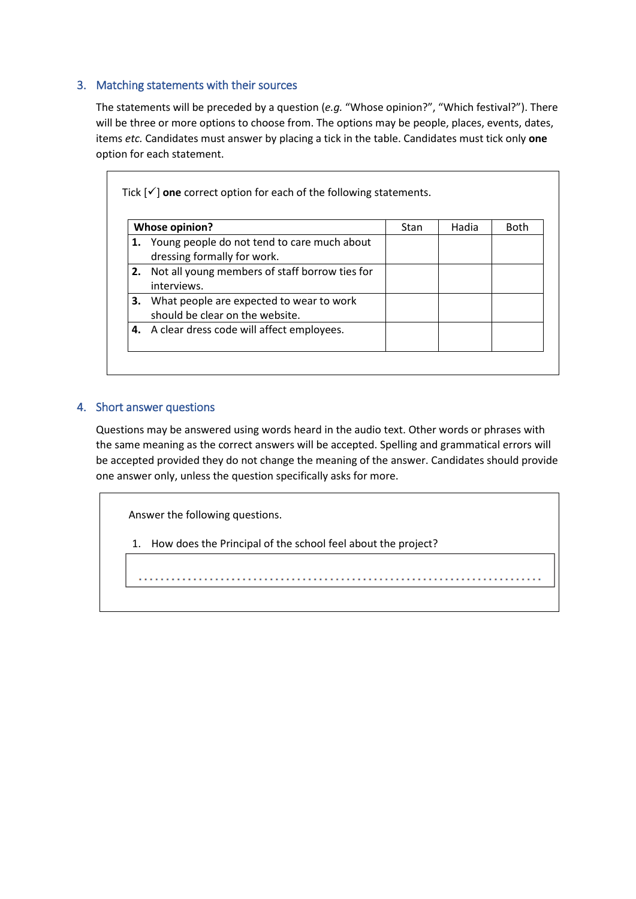## 3. Matching statements with their sources

The statements will be preceded by a question (*e.g.* "Whose opinion?", "Which festival?"). There will be three or more options to choose from. The options may be people, places, events, dates, items *etc.* Candidates must answer by placing a tick in the table. Candidates must tick only **one** option for each statement.

> Tick [✓] **one** correct option for each of the following statements.
>
> | **Whose opinion?** | Stan | Hadia | Both |
> |---|---|---|---|
> | **1.** Young people do not tend to care much about dressing formally for work. | | | |
> | **2.** Not all young members of staff borrow ties for interviews. | | | |
> | **3.** What people are expected to wear to work should be clear on the website. | | | |
> | **4.** A clear dress code will affect employees. | | | |

## 4. Short answer questions

Questions may be answered using words heard in the audio text. Other words or phrases with the same meaning as the correct answers will be accepted. Spelling and grammatical errors will be accepted provided they do not change the meaning of the answer. Candidates should provide one answer only, unless the question specifically asks for more.

> Answer the following questions.
>
> 1. How does the Principal of the school feel about the project?
>
> ..........................................................................................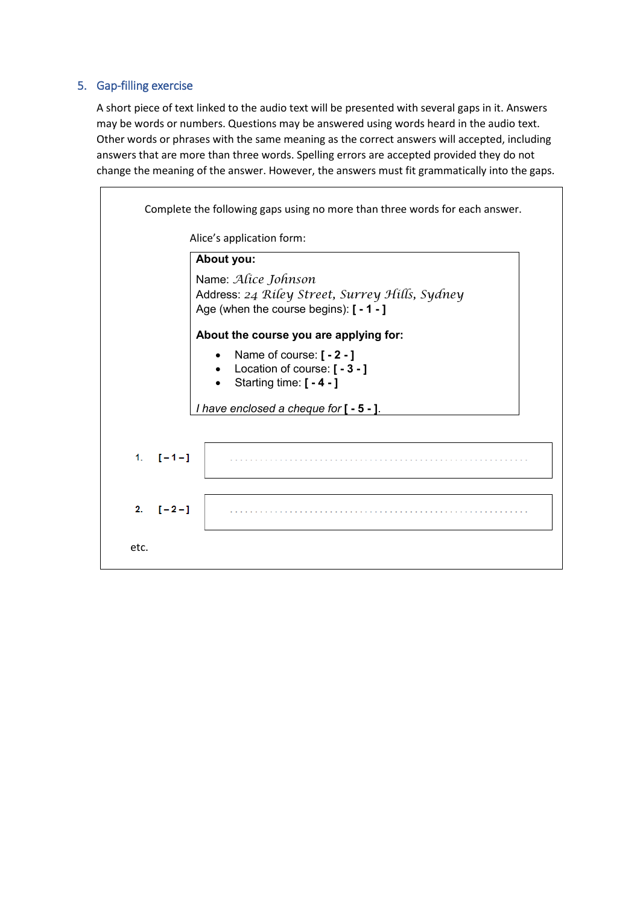## 5. Gap-filling exercise

A short piece of text linked to the audio text will be presented with several gaps in it. Answers may be words or numbers. Questions may be answered using words heard in the audio text. Other words or phrases with the same meaning as the correct answers will accepted, including answers that are more than three words. Spelling errors are accepted provided they do not change the meaning of the answer. However, the answers must fit grammatically into the gaps.

Complete the following gaps using no more than three words for each answer.

Alice's application form:

**About you:**

Name: *Alice Johnson*
Address: *24 Riley Street, Surrey Hills, Sydney*
Age (when the course begins): **[ - 1 - ]**

**About the course you are applying for:**

- Name of course: **[ - 2 - ]**
- Location of course: **[ - 3 - ]**
- Starting time: **[ - 4 - ]**

*I have enclosed a cheque for* **[ - 5 - ]**.

1. **[ – 1 – ]** ..............................................................

2. **[ – 2 – ]** ..............................................................

etc.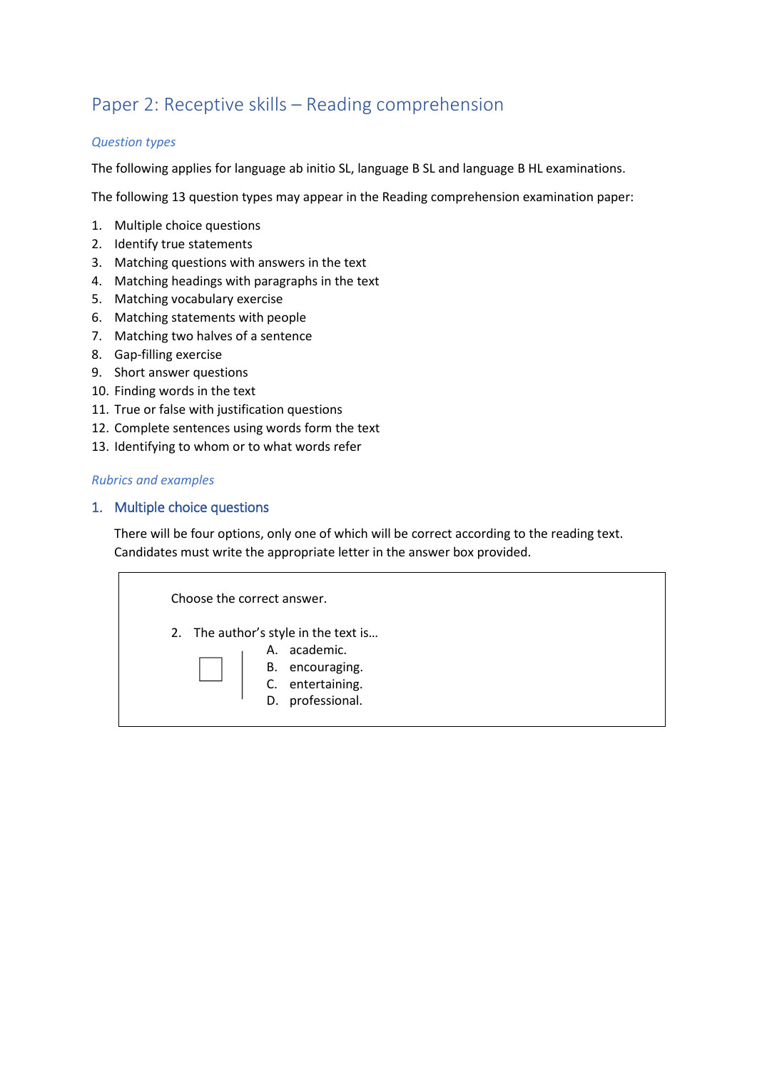# Paper 2: Receptive skills – Reading comprehension

### *Question types*

The following applies for language ab initio SL, language B SL and language B HL examinations.

The following 13 question types may appear in the Reading comprehension examination paper:

1. Multiple choice questions
2. Identify true statements
3. Matching questions with answers in the text
4. Matching headings with paragraphs in the text
5. Matching vocabulary exercise
6. Matching statements with people
7. Matching two halves of a sentence
8. Gap-filling exercise
9. Short answer questions
10. Finding words in the text
11. True or false with justification questions
12. Complete sentences using words form the text
13. Identifying to whom or to what words refer

### *Rubrics and examples*

## 1. Multiple choice questions

There will be four options, only one of which will be correct according to the reading text. Candidates must write the appropriate letter in the answer box provided.

> Choose the correct answer.
>
> 2. The author's style in the text is…
>
> ☐
>
> A. academic.
> B. encouraging.
> C. entertaining.
> D. professional.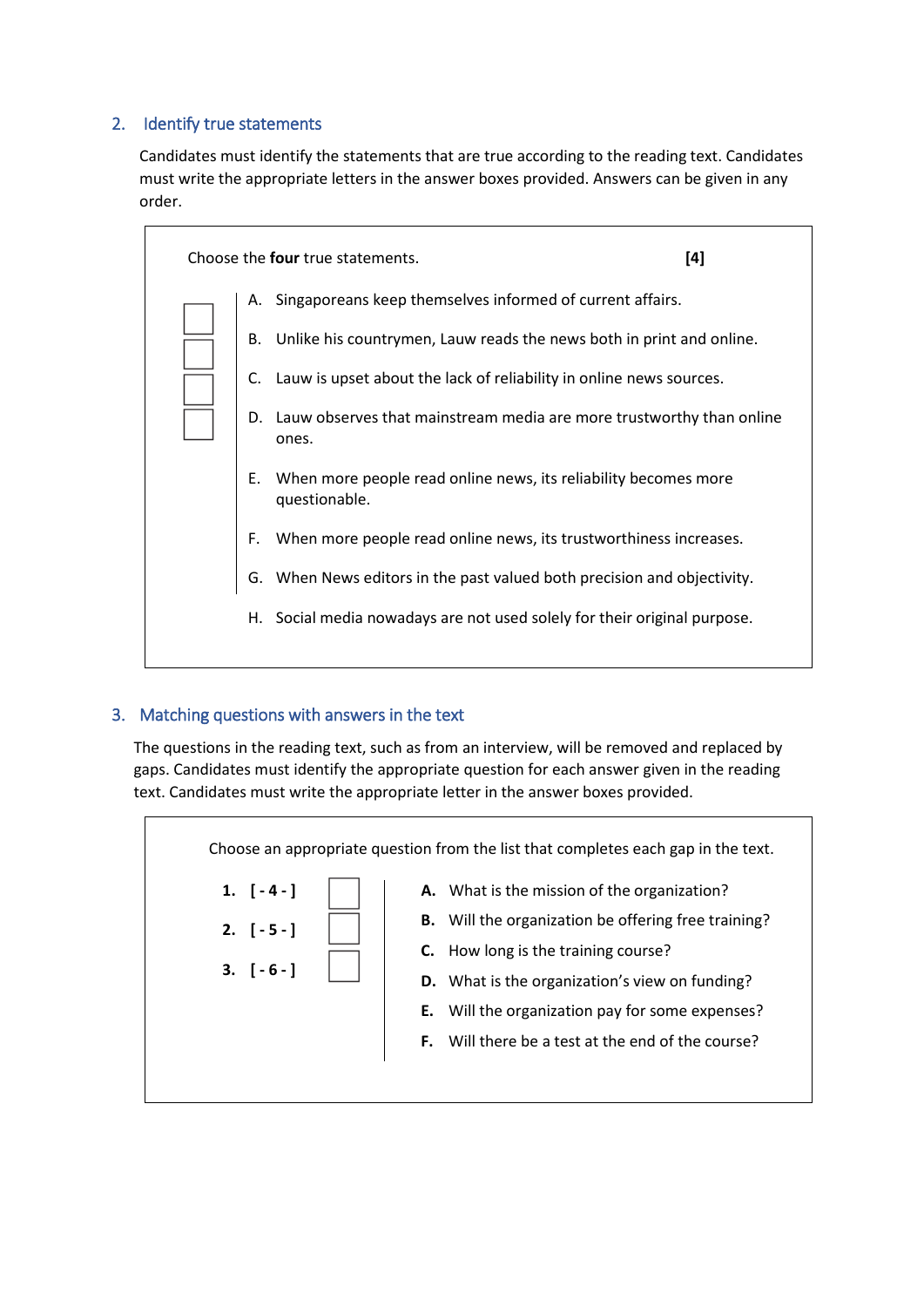## 2. Identify true statements

Candidates must identify the statements that are true according to the reading text. Candidates must write the appropriate letters in the answer boxes provided. Answers can be given in any order.

Choose the **four** true statements. **[4]**

A. Singaporeans keep themselves informed of current affairs.

B. Unlike his countrymen, Lauw reads the news both in print and online.

C. Lauw is upset about the lack of reliability in online news sources.

D. Lauw observes that mainstream media are more trustworthy than online ones.

E. When more people read online news, its reliability becomes more questionable.

F. When more people read online news, its trustworthiness increases.

G. When News editors in the past valued both precision and objectivity.

H. Social media nowadays are not used solely for their original purpose.

## 3. Matching questions with answers in the text

The questions in the reading text, such as from an interview, will be removed and replaced by gaps. Candidates must identify the appropriate question for each answer given in the reading text. Candidates must write the appropriate letter in the answer boxes provided.

Choose an appropriate question from the list that completes each gap in the text.

**1. [ - 4 - ]**

**2. [ - 5 - ]**

**3. [ - 6 - ]**

**A.** What is the mission of the organization?

**B.** Will the organization be offering free training?

**C.** How long is the training course?

**D.** What is the organization's view on funding?

**E.** Will the organization pay for some expenses?

**F.** Will there be a test at the end of the course?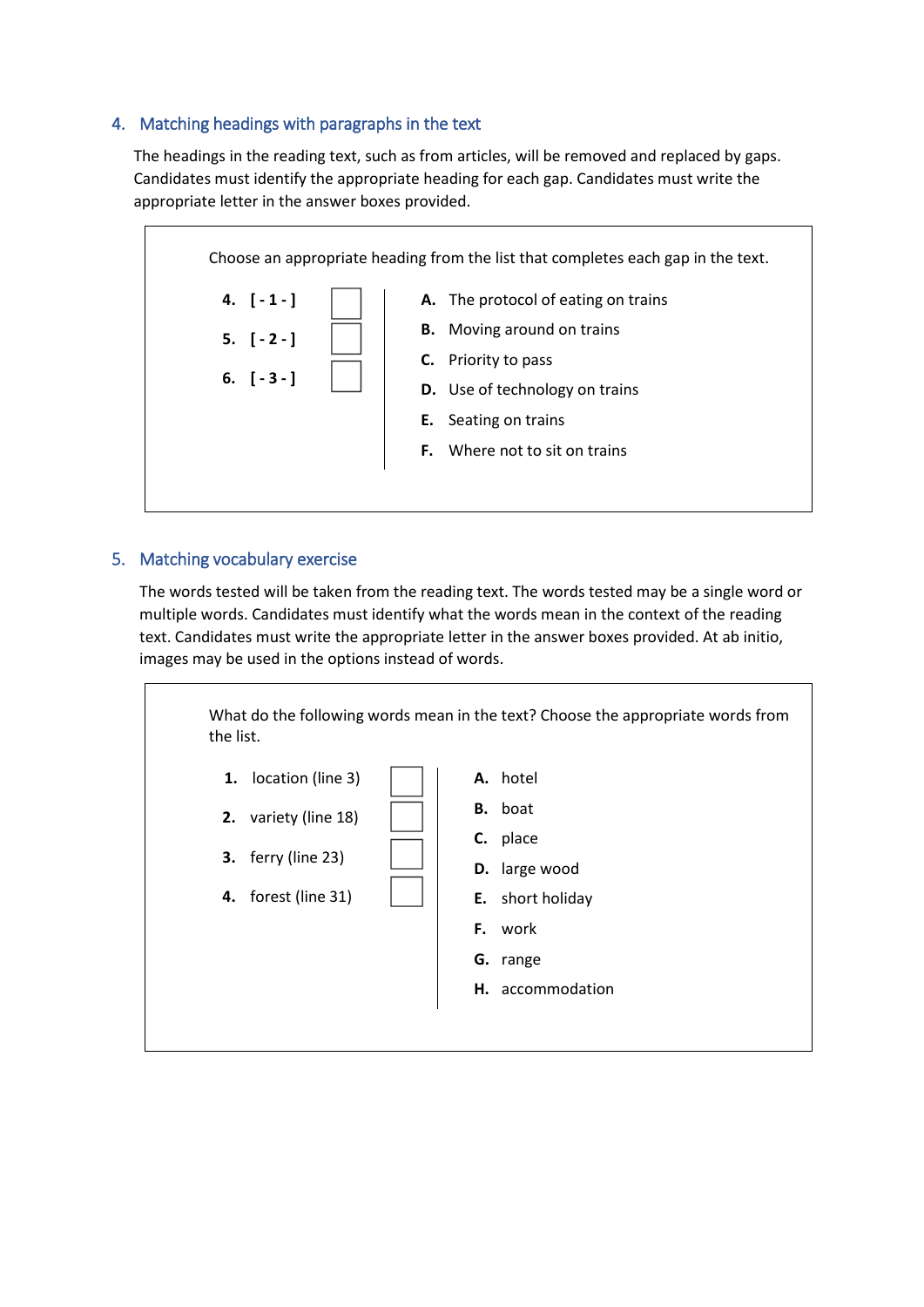## 4. Matching headings with paragraphs in the text

The headings in the reading text, such as from articles, will be removed and replaced by gaps. Candidates must identify the appropriate heading for each gap. Candidates must write the appropriate letter in the answer boxes provided.

> Choose an appropriate heading from the list that completes each gap in the text.
>
> **4.** **[ - 1 - ]** ☐
>
> **5.** **[ - 2 - ]** ☐
>
> **6.** **[ - 3 - ]** ☐
>
> **A.** The protocol of eating on trains
>
> **B.** Moving around on trains
>
> **C.** Priority to pass
>
> **D.** Use of technology on trains
>
> **E.** Seating on trains
>
> **F.** Where not to sit on trains

## 5. Matching vocabulary exercise

The words tested will be taken from the reading text. The words tested may be a single word or multiple words. Candidates must identify what the words mean in the context of the reading text. Candidates must write the appropriate letter in the answer boxes provided. At ab initio, images may be used in the options instead of words.

> What do the following words mean in the text? Choose the appropriate words from the list.
>
> **1.** location (line 3) ☐
>
> **2.** variety (line 18) ☐
>
> **3.** ferry (line 23) ☐
>
> **4.** forest (line 31) ☐
>
> **A.** hotel
>
> **B.** boat
>
> **C.** place
>
> **D.** large wood
>
> **E.** short holiday
>
> **F.** work
>
> **G.** range
>
> **H.** accommodation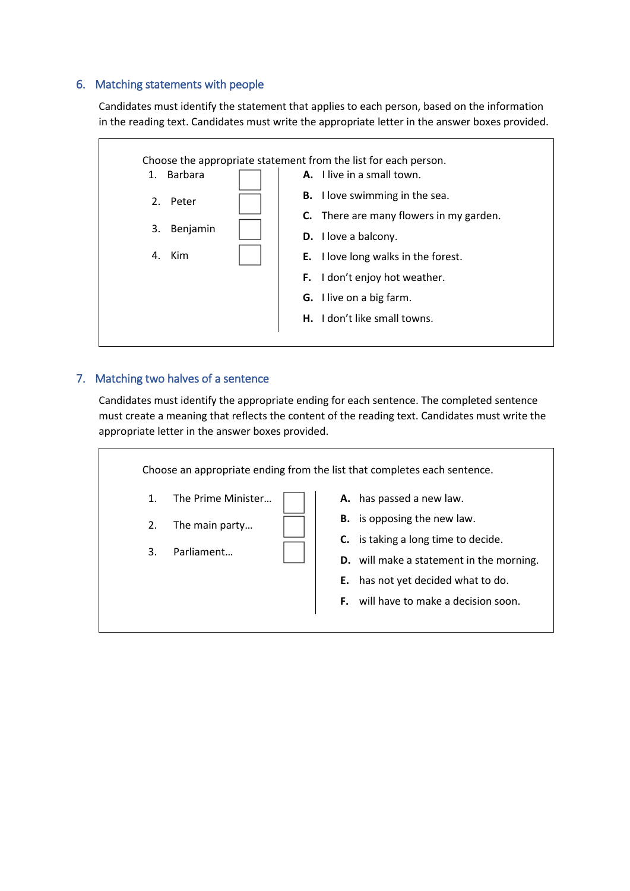## 6. Matching statements with people

Candidates must identify the statement that applies to each person, based on the information in the reading text. Candidates must write the appropriate letter in the answer boxes provided.

Choose the appropriate statement from the list for each person.

| | | |
|---|---|---|
| 1. Barbara | ☐ | **A.** I live in a small town. |
| 2. Peter | ☐ | **B.** I love swimming in the sea. |
| 3. Benjamin | ☐ | **C.** There are many flowers in my garden. |
| 4. Kim | ☐ | **D.** I love a balcony. |
| | | **E.** I love long walks in the forest. |
| | | **F.** I don't enjoy hot weather. |
| | | **G.** I live on a big farm. |
| | | **H.** I don't like small towns. |

## 7. Matching two halves of a sentence

Candidates must identify the appropriate ending for each sentence. The completed sentence must create a meaning that reflects the content of the reading text. Candidates must write the appropriate letter in the answer boxes provided.

Choose an appropriate ending from the list that completes each sentence.

| | | |
|---|---|---|
| 1. The Prime Minister… | ☐ | **A.** has passed a new law. |
| 2. The main party… | ☐ | **B.** is opposing the new law. |
| 3. Parliament… | ☐ | **C.** is taking a long time to decide. |
| | | **D.** will make a statement in the morning. |
| | | **E.** has not yet decided what to do. |
| | | **F.** will have to make a decision soon. |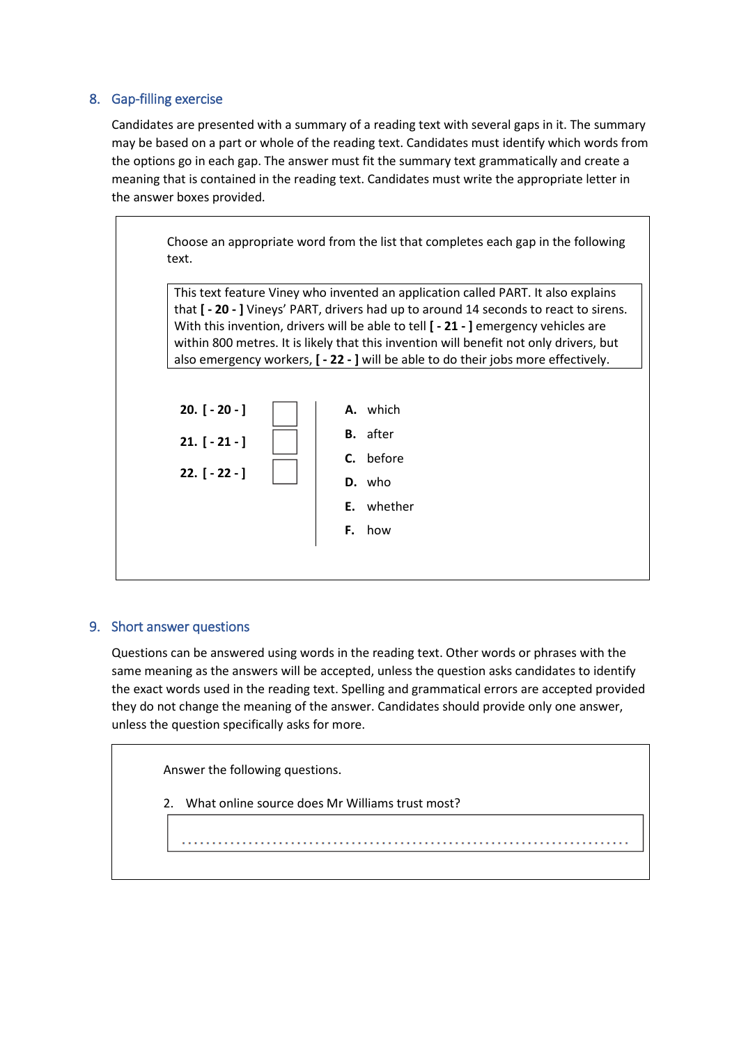## 8. Gap-filling exercise

Candidates are presented with a summary of a reading text with several gaps in it. The summary may be based on a part or whole of the reading text. Candidates must identify which words from the options go in each gap. The answer must fit the summary text grammatically and create a meaning that is contained in the reading text. Candidates must write the appropriate letter in the answer boxes provided.

Choose an appropriate word from the list that completes each gap in the following text.

> This text feature Viney who invented an application called PART. It also explains that **[ - 20 - ]** Vineys' PART, drivers had up to around 14 seconds to react to sirens. With this invention, drivers will be able to tell **[ - 21 - ]** emergency vehicles are within 800 metres. It is likely that this invention will benefit not only drivers, but also emergency workers, **[ - 22 - ]** will be able to do their jobs more effectively.

**20. [ - 20 - ]** ☐

**21. [ - 21 - ]** ☐

**22. [ - 22 - ]** ☐

- **A.** which
- **B.** after
- **C.** before
- **D.** who
- **E.** whether
- **F.** how

## 9. Short answer questions

Questions can be answered using words in the reading text. Other words or phrases with the same meaning as the answers will be accepted, unless the question asks candidates to identify the exact words used in the reading text. Spelling and grammatical errors are accepted provided they do not change the meaning of the answer. Candidates should provide only one answer, unless the question specifically asks for more.

Answer the following questions.

2. What online source does Mr Williams trust most?

..............................................................................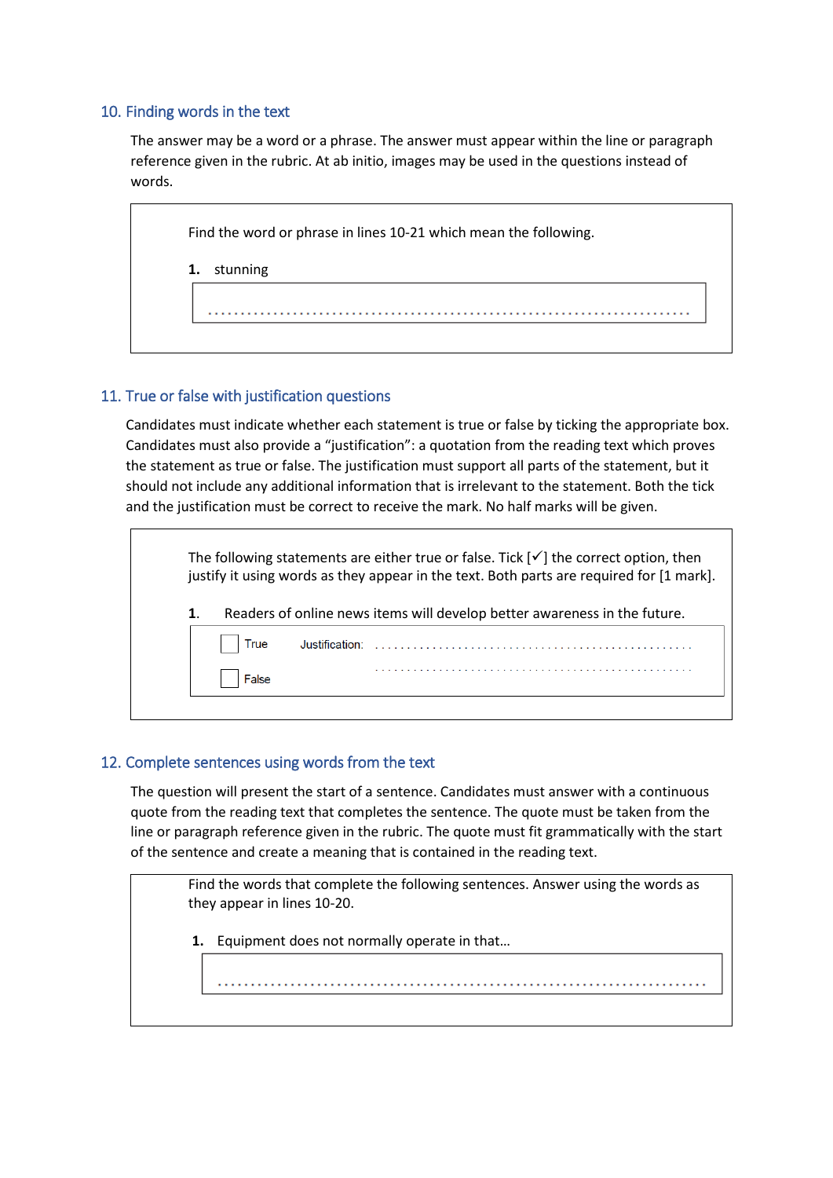## 10. Finding words in the text

The answer may be a word or a phrase. The answer must appear within the line or paragraph reference given in the rubric. At ab initio, images may be used in the questions instead of words.

> Find the word or phrase in lines 10-21 which mean the following.
>
> **1.** stunning
>
> ..............................................................................

## 11. True or false with justification questions

Candidates must indicate whether each statement is true or false by ticking the appropriate box. Candidates must also provide a "justification": a quotation from the reading text which proves the statement as true or false. The justification must support all parts of the statement, but it should not include any additional information that is irrelevant to the statement. Both the tick and the justification must be correct to receive the mark. No half marks will be given.

> The following statements are either true or false. Tick [✓] the correct option, then justify it using words as they appear in the text. Both parts are required for [1 mark].
>
> **1.** Readers of online news items will develop better awareness in the future.
>
> ☐ True Justification: ..............................................................................
>
> ☐ False ..............................................................................

## 12. Complete sentences using words from the text

The question will present the start of a sentence. Candidates must answer with a continuous quote from the reading text that completes the sentence. The quote must be taken from the line or paragraph reference given in the rubric. The quote must fit grammatically with the start of the sentence and create a meaning that is contained in the reading text.

> Find the words that complete the following sentences. Answer using the words as they appear in lines 10-20.
>
> **1.** Equipment does not normally operate in that…
>
> ..............................................................................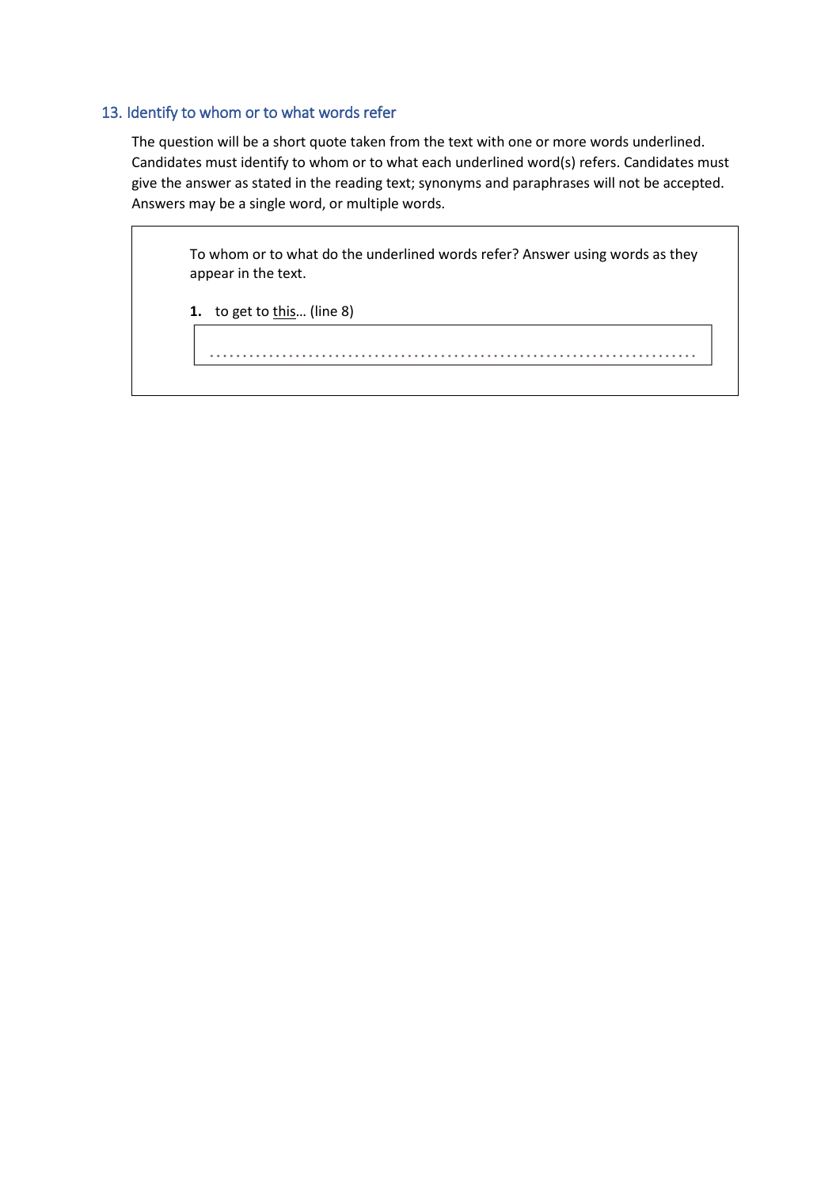## 13. Identify to whom or to what words refer

The question will be a short quote taken from the text with one or more words underlined. Candidates must identify to whom or to what each underlined word(s) refers. Candidates must give the answer as stated in the reading text; synonyms and paraphrases will not be accepted. Answers may be a single word, or multiple words.

> To whom or to what do the underlined words refer? Answer using words as they appear in the text.
>
> **1.** to get to <u>this</u>… (line 8)
>
> ............................................................................